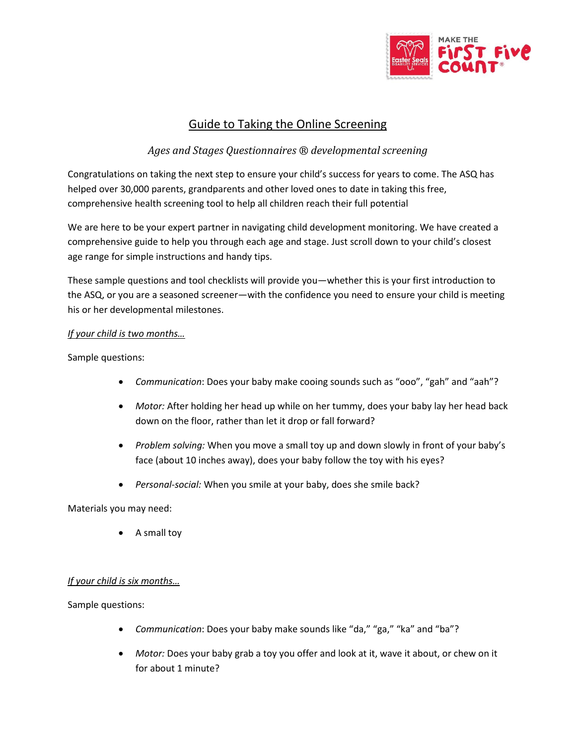# Guide to Taking the Online Screening

*Ages and Stages Questionnaires ® developmental screening*

Congratulations on taking the next step to ensure your child's success for years to come. The ASQ has helped over 30,000 parents, grandparents and other loved ones to date in taking this free, comprehensive health screening tool to help all children reach their full potential

We are here to be your expert partner in navigating child development monitoring. We have created a comprehensive guide to help you through each age and stage. Just scroll down to your child's closest age range for simple instructions and handy tips.

These sample questions and tool checklists will provide you—whether this is your first introduction to the ASQ, or you are a seasoned screener—with the confidence you need to ensure your child is meeting his or her developmental milestones.

*If your child is two months…*

Sample questions:

- *Communication*: Does your baby make cooing sounds such as "ooo", "gah" and "aah"?
- *Motor:* After holding her head up while on her tummy, does your baby lay her head back down on the floor, rather than let it drop or fall forward?
- *Problem solving:* When you move a small toy up and down slowly in front of your baby's face (about 10 inches away), does your baby follow the toy with his eyes?
- *Personal-social:* When you smile at your baby, does she smile back?

Materials you may need:

- A small toy

*If your child is six months…*

Sample questions:

- *Communication*: Does your baby make sounds like "da," "ga," "ka" and "ba"?
- *Motor:* Does your baby grab a toy you offer and look at it, wave it about, or chew on it for about 1 minute?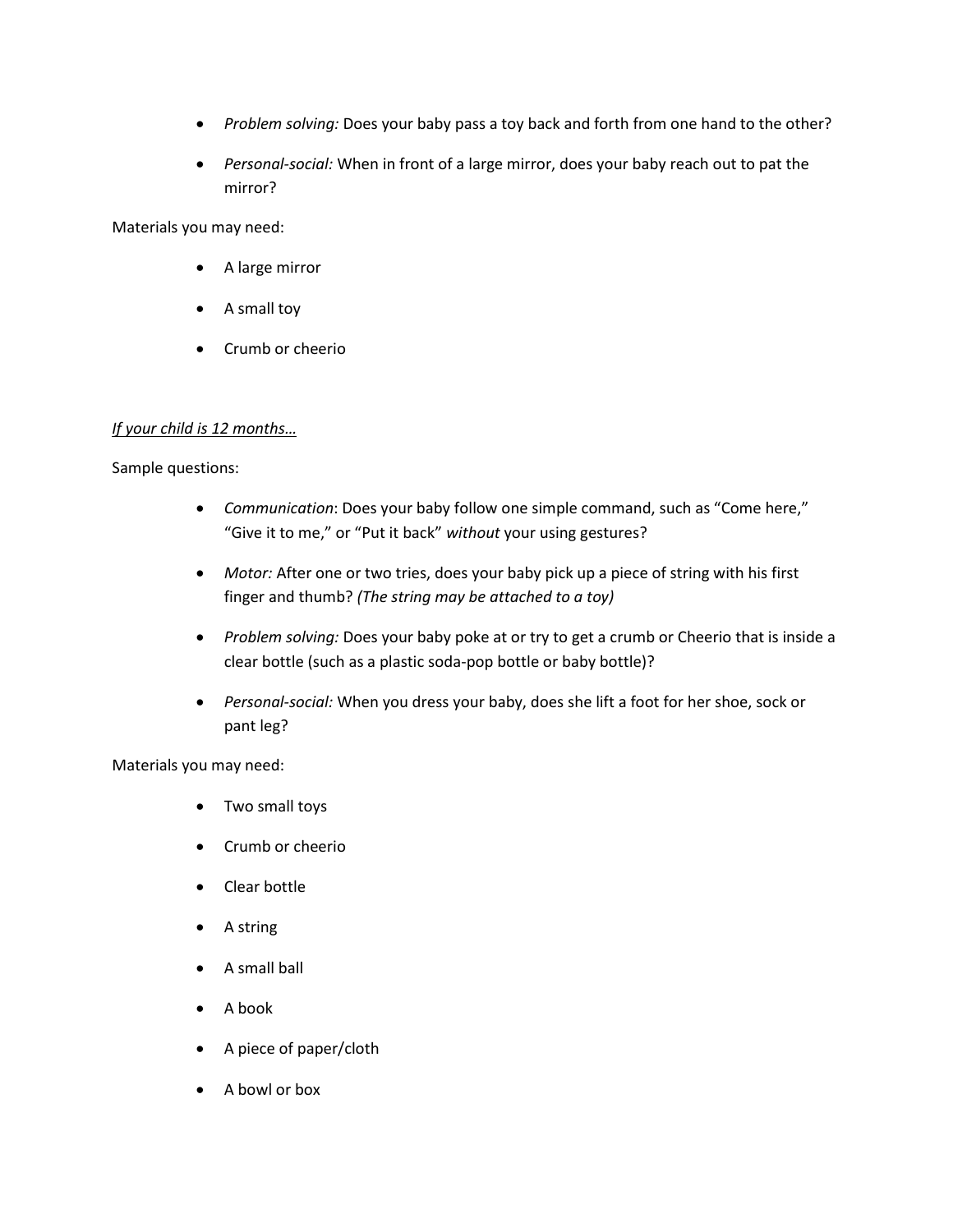- *Problem solving:* Does your baby pass a toy back and forth from one hand to the other?
- *Personal-social:* When in front of a large mirror, does your baby reach out to pat the mirror?

Materials you may need:

- A large mirror
- A small toy
- Crumb or cheerio

*<u>If your child is 12 months…</u>*

Sample questions:

- *Communication*: Does your baby follow one simple command, such as “Come here,” “Give it to me,” or “Put it back” *without* your using gestures?
- *Motor:* After one or two tries, does your baby pick up a piece of string with his first finger and thumb? *(The string may be attached to a toy)*
- *Problem solving:* Does your baby poke at or try to get a crumb or Cheerio that is inside a clear bottle (such as a plastic soda-pop bottle or baby bottle)?
- *Personal-social:* When you dress your baby, does she lift a foot for her shoe, sock or pant leg?

Materials you may need:

- Two small toys
- Crumb or cheerio
- Clear bottle
- A string
- A small ball
- A book
- A piece of paper/cloth
- A bowl or box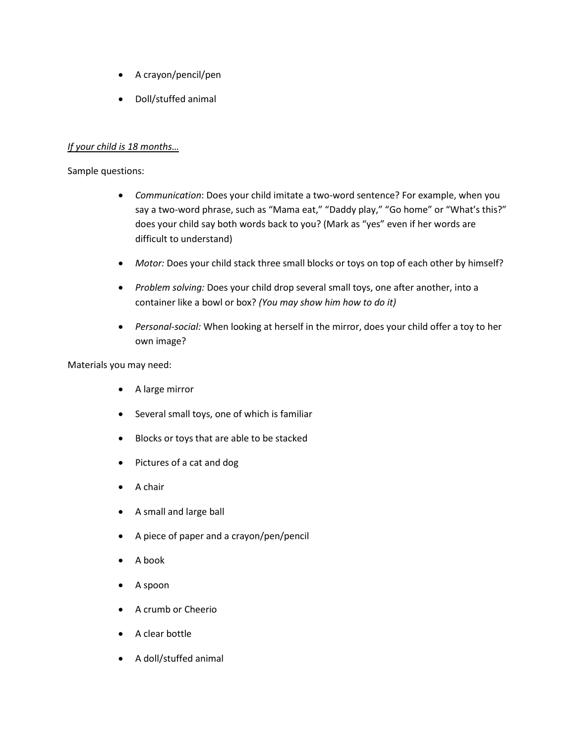- A crayon/pencil/pen
- Doll/stuffed animal

*If your child is 18 months…*

Sample questions:

- *Communication*: Does your child imitate a two-word sentence? For example, when you say a two-word phrase, such as “Mama eat,” “Daddy play,” “Go home” or “What’s this?” does your child say both words back to you? (Mark as “yes” even if her words are difficult to understand)
- *Motor:* Does your child stack three small blocks or toys on top of each other by himself?
- *Problem solving:* Does your child drop several small toys, one after another, into a container like a bowl or box? *(You may show him how to do it)*
- *Personal-social:* When looking at herself in the mirror, does your child offer a toy to her own image?

Materials you may need:

- A large mirror
- Several small toys, one of which is familiar
- Blocks or toys that are able to be stacked
- Pictures of a cat and dog
- A chair
- A small and large ball
- A piece of paper and a crayon/pen/pencil
- A book
- A spoon
- A crumb or Cheerio
- A clear bottle
- A doll/stuffed animal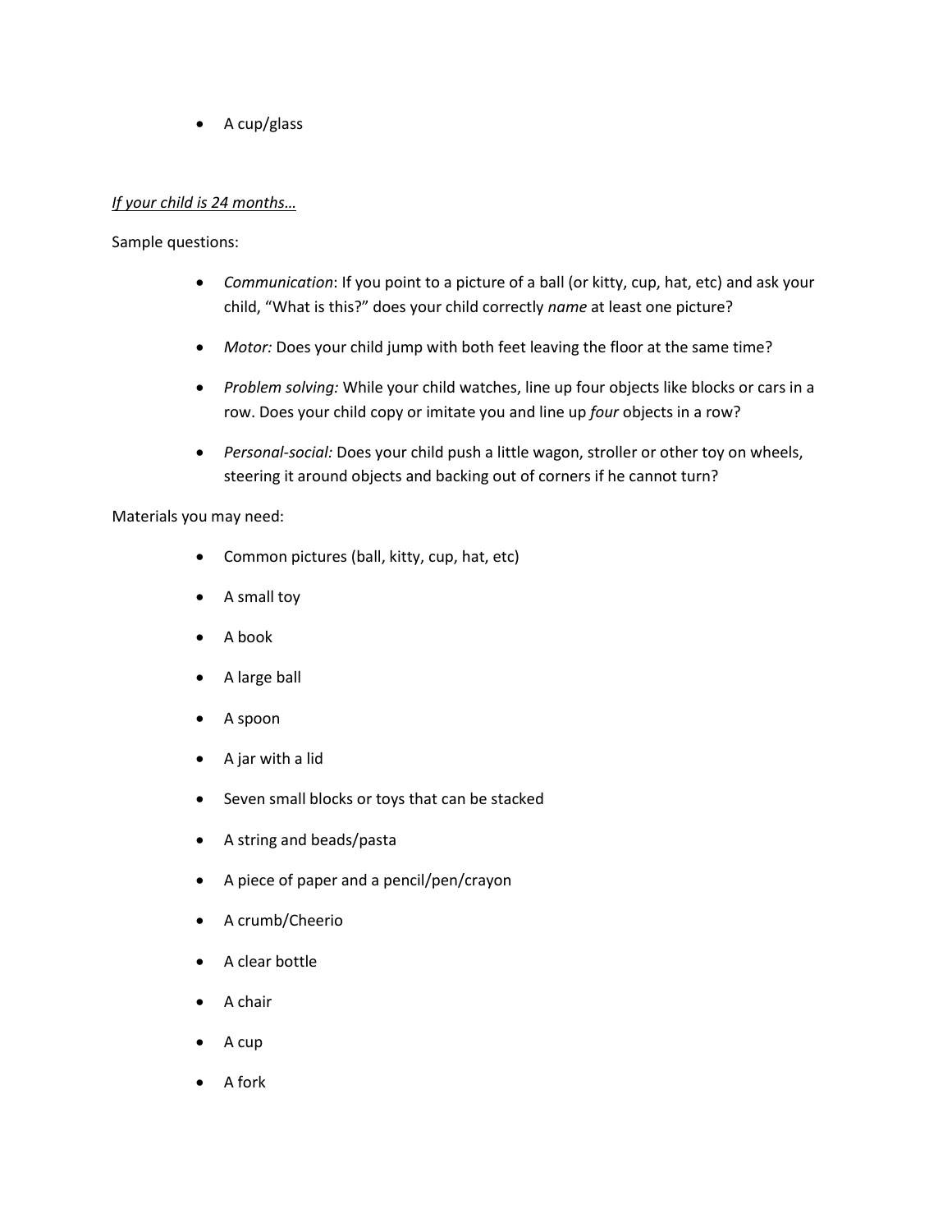- A cup/glass

*If your child is 24 months…*

Sample questions:

- *Communication*: If you point to a picture of a ball (or kitty, cup, hat, etc) and ask your child, "What is this?" does your child correctly *name* at least one picture?
- *Motor:* Does your child jump with both feet leaving the floor at the same time?
- *Problem solving:* While your child watches, line up four objects like blocks or cars in a row. Does your child copy or imitate you and line up *four* objects in a row?
- *Personal-social:* Does your child push a little wagon, stroller or other toy on wheels, steering it around objects and backing out of corners if he cannot turn?

Materials you may need:

- Common pictures (ball, kitty, cup, hat, etc)
- A small toy
- A book
- A large ball
- A spoon
- A jar with a lid
- Seven small blocks or toys that can be stacked
- A string and beads/pasta
- A piece of paper and a pencil/pen/crayon
- A crumb/Cheerio
- A clear bottle
- A chair
- A cup
- A fork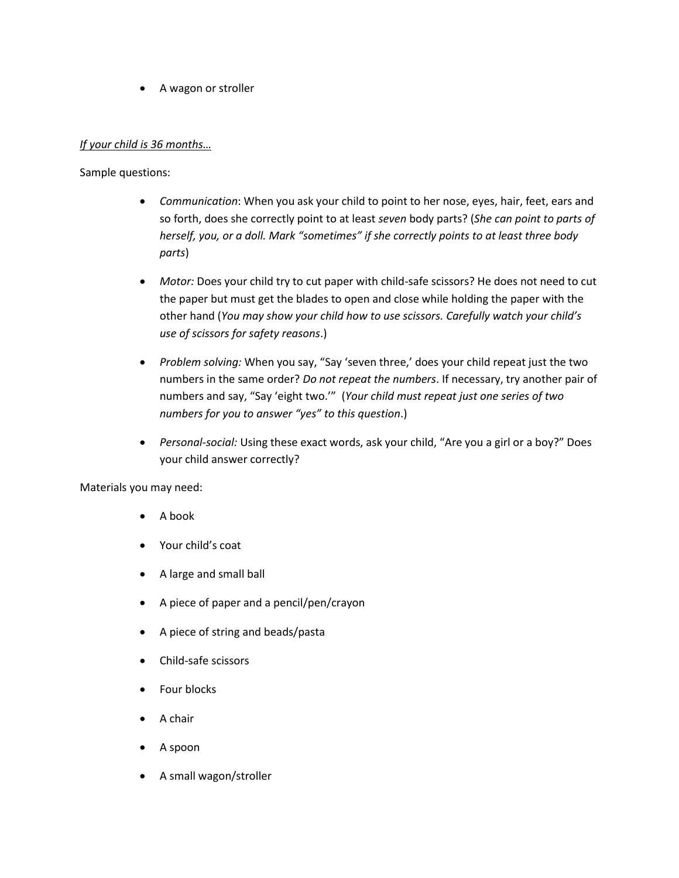- A wagon or stroller

*If your child is 36 months…*

Sample questions:

- *Communication*: When you ask your child to point to her nose, eyes, hair, feet, ears and so forth, does she correctly point to at least *seven* body parts? (*She can point to parts of herself, you, or a doll. Mark "sometimes" if she correctly points to at least three body parts*)
- *Motor:* Does your child try to cut paper with child-safe scissors? He does not need to cut the paper but must get the blades to open and close while holding the paper with the other hand (*You may show your child how to use scissors. Carefully watch your child's use of scissors for safety reasons*.)
- *Problem solving:* When you say, "Say 'seven three,' does your child repeat just the two numbers in the same order? *Do not repeat the numbers*. If necessary, try another pair of numbers and say, "Say 'eight two.'" (*Your child must repeat just one series of two numbers for you to answer "yes" to this question*.)
- *Personal-social:* Using these exact words, ask your child, "Are you a girl or a boy?" Does your child answer correctly?

Materials you may need:

- A book
- Your child's coat
- A large and small ball
- A piece of paper and a pencil/pen/crayon
- A piece of string and beads/pasta
- Child-safe scissors
- Four blocks
- A chair
- A spoon
- A small wagon/stroller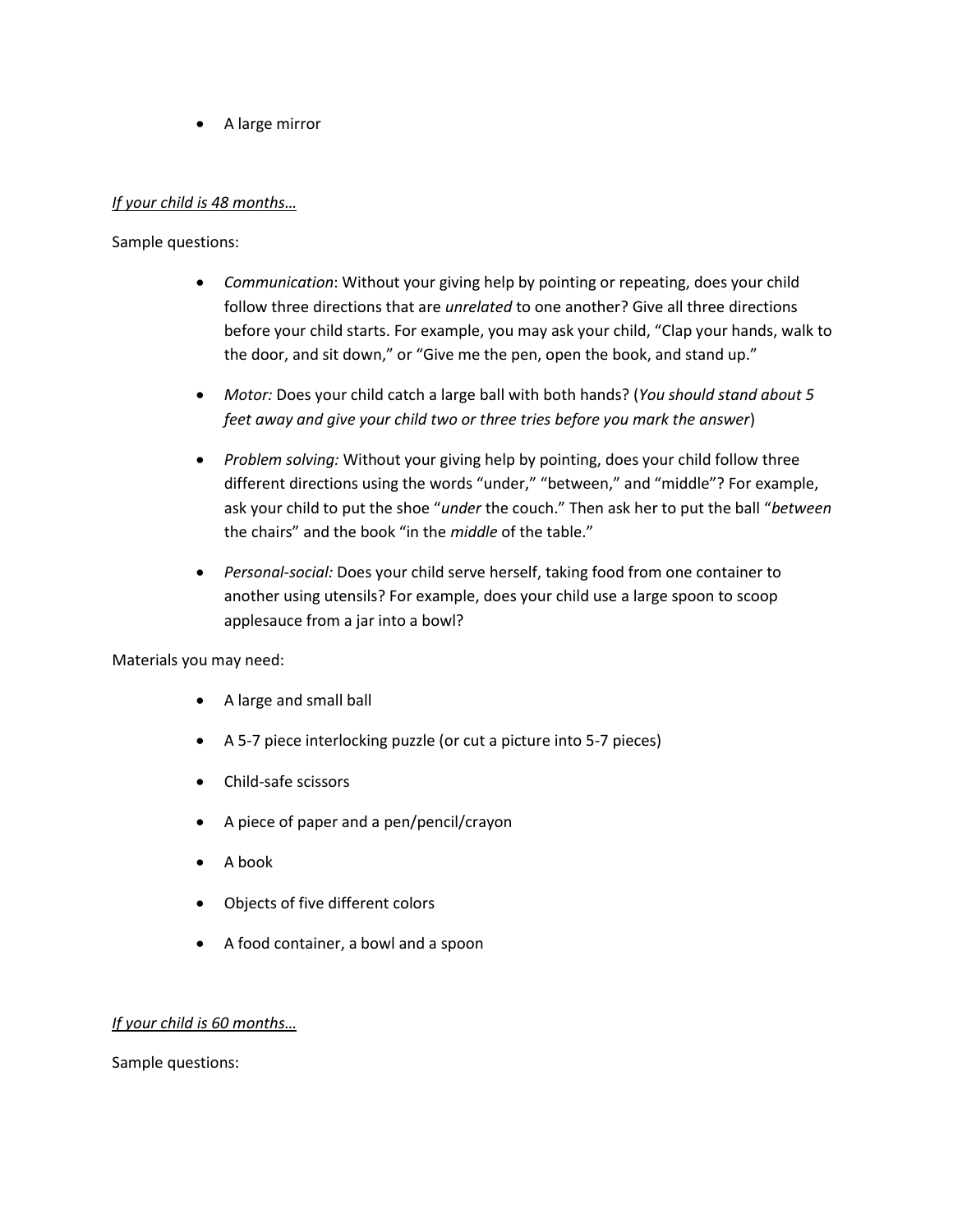- A large mirror

*If your child is 48 months…*

Sample questions:

- *Communication*: Without your giving help by pointing or repeating, does your child follow three directions that are *unrelated* to one another? Give all three directions before your child starts. For example, you may ask your child, "Clap your hands, walk to the door, and sit down," or "Give me the pen, open the book, and stand up."
- *Motor:* Does your child catch a large ball with both hands? (*You should stand about 5 feet away and give your child two or three tries before you mark the answer*)
- *Problem solving:* Without your giving help by pointing, does your child follow three different directions using the words "under," "between," and "middle"? For example, ask your child to put the shoe "*under* the couch." Then ask her to put the ball "*between* the chairs" and the book "in the *middle* of the table."
- *Personal-social:* Does your child serve herself, taking food from one container to another using utensils? For example, does your child use a large spoon to scoop applesauce from a jar into a bowl?

Materials you may need:

- A large and small ball
- A 5-7 piece interlocking puzzle (or cut a picture into 5-7 pieces)
- Child-safe scissors
- A piece of paper and a pen/pencil/crayon
- A book
- Objects of five different colors
- A food container, a bowl and a spoon

*If your child is 60 months…*

Sample questions: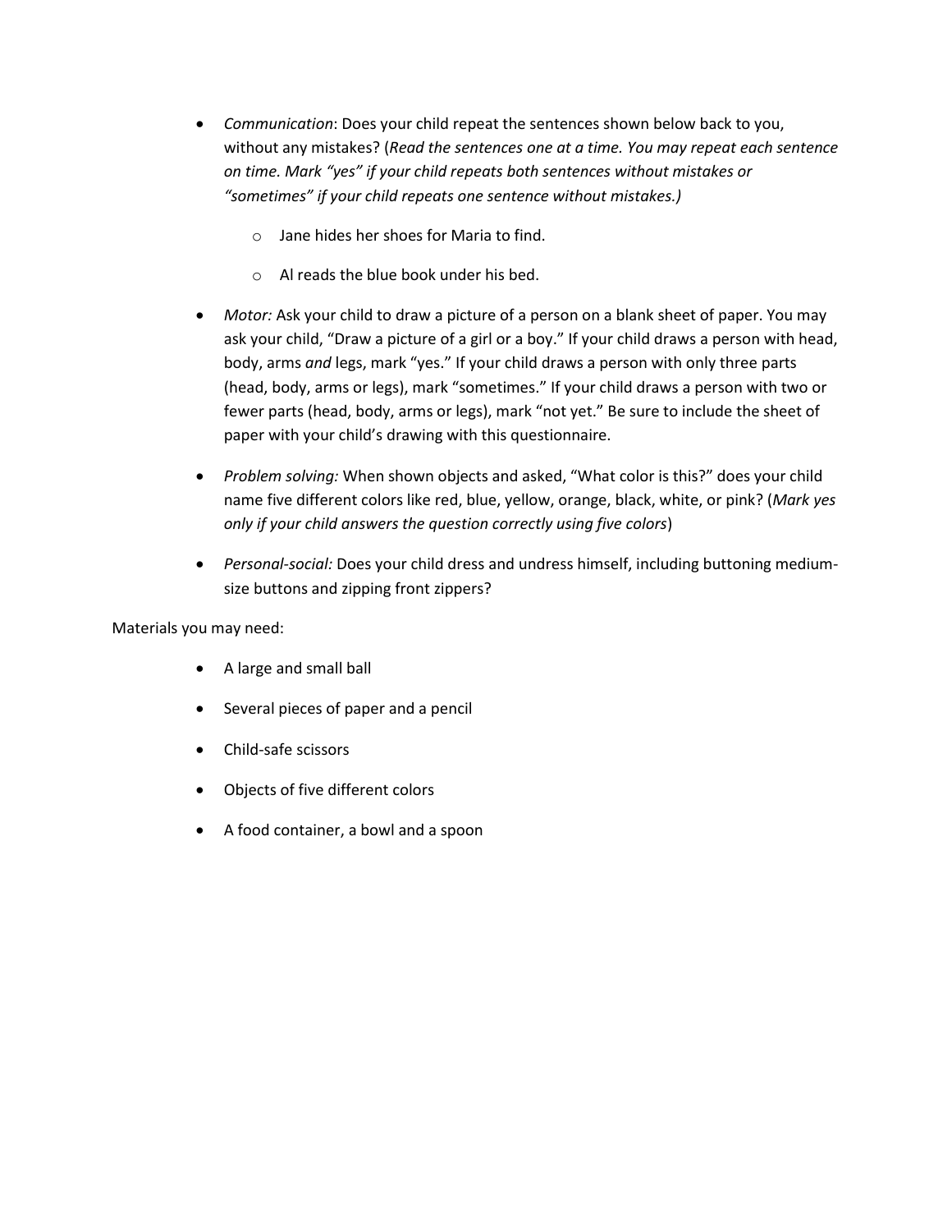- *Communication*: Does your child repeat the sentences shown below back to you, without any mistakes? (*Read the sentences one at a time. You may repeat each sentence on time. Mark "yes" if your child repeats both sentences without mistakes or "sometimes" if your child repeats one sentence without mistakes.)*
    - Jane hides her shoes for Maria to find.
    - Al reads the blue book under his bed.
- *Motor:* Ask your child to draw a picture of a person on a blank sheet of paper. You may ask your child, "Draw a picture of a girl or a boy." If your child draws a person with head, body, arms *and* legs, mark "yes." If your child draws a person with only three parts (head, body, arms or legs), mark "sometimes." If your child draws a person with two or fewer parts (head, body, arms or legs), mark "not yet." Be sure to include the sheet of paper with your child's drawing with this questionnaire.
- *Problem solving:* When shown objects and asked, "What color is this?" does your child name five different colors like red, blue, yellow, orange, black, white, or pink? (*Mark yes only if your child answers the question correctly using five colors*)
- *Personal-social:* Does your child dress and undress himself, including buttoning medium-size buttons and zipping front zippers?

Materials you may need:

- A large and small ball
- Several pieces of paper and a pencil
- Child-safe scissors
- Objects of five different colors
- A food container, a bowl and a spoon